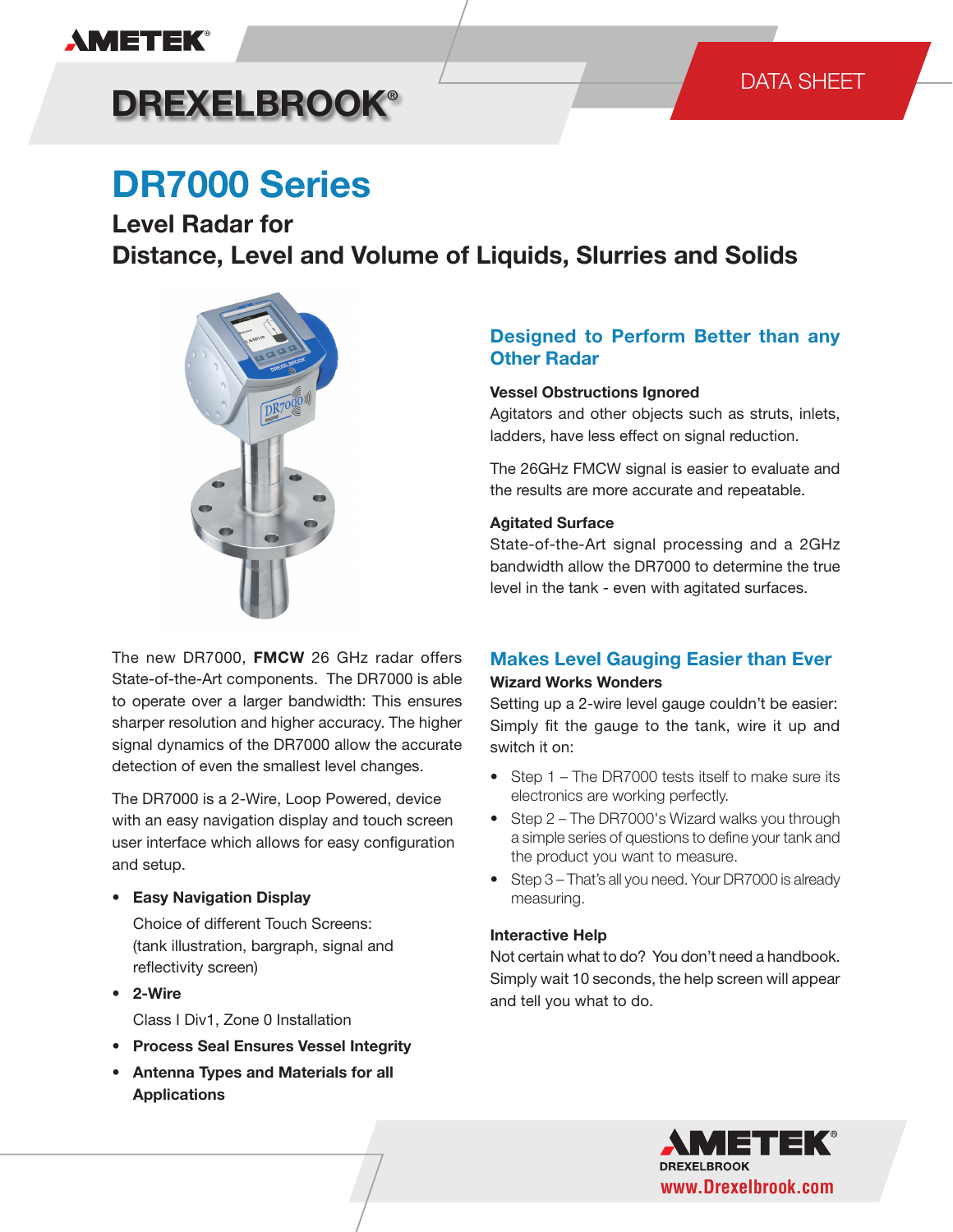AMETEK®

# DREXELBROOK®

DATA SHEET

# DR7000 Series

## Level Radar for Distance, Level and Volume of Liquids, Slurries and Solids

The new DR7000, **FMCW** 26 GHz radar offers State-of-the-Art components. The DR7000 is able to operate over a larger bandwidth: This ensures sharper resolution and higher accuracy. The higher signal dynamics of the DR7000 allow the accurate detection of even the smallest level changes.

The DR7000 is a 2-Wire, Loop Powered, device with an easy navigation display and touch screen user interface which allows for easy configuration and setup.

- **Easy Navigation Display**

  Choice of different Touch Screens: (tank illustration, bargraph, signal and reflectivity screen)
- **2-Wire**

  Class I Div1, Zone 0 Installation
- **Process Seal Ensures Vessel Integrity**
- **Antenna Types and Materials for all Applications**

### Designed to Perform Better than any Other Radar

**Vessel Obstructions Ignored**

Agitators and other objects such as struts, inlets, ladders, have less effect on signal reduction.

The 26GHz FMCW signal is easier to evaluate and the results are more accurate and repeatable.

**Agitated Surface**

State-of-the-Art signal processing and a 2GHz bandwidth allow the DR7000 to determine the true level in the tank - even with agitated surfaces.

### Makes Level Gauging Easier than Ever

**Wizard Works Wonders**

Setting up a 2-wire level gauge couldn't be easier: Simply fit the gauge to the tank, wire it up and switch it on:

- Step 1 – The DR7000 tests itself to make sure its electronics are working perfectly.
- Step 2 – The DR7000's Wizard walks you through a simple series of questions to define your tank and the product you want to measure.
- Step 3 – That's all you need. Your DR7000 is already measuring.

**Interactive Help**

Not certain what to do? You don't need a handbook. Simply wait 10 seconds, the help screen will appear and tell you what to do.

AMETEK®
DREXELBROOK
www.Drexelbrook.com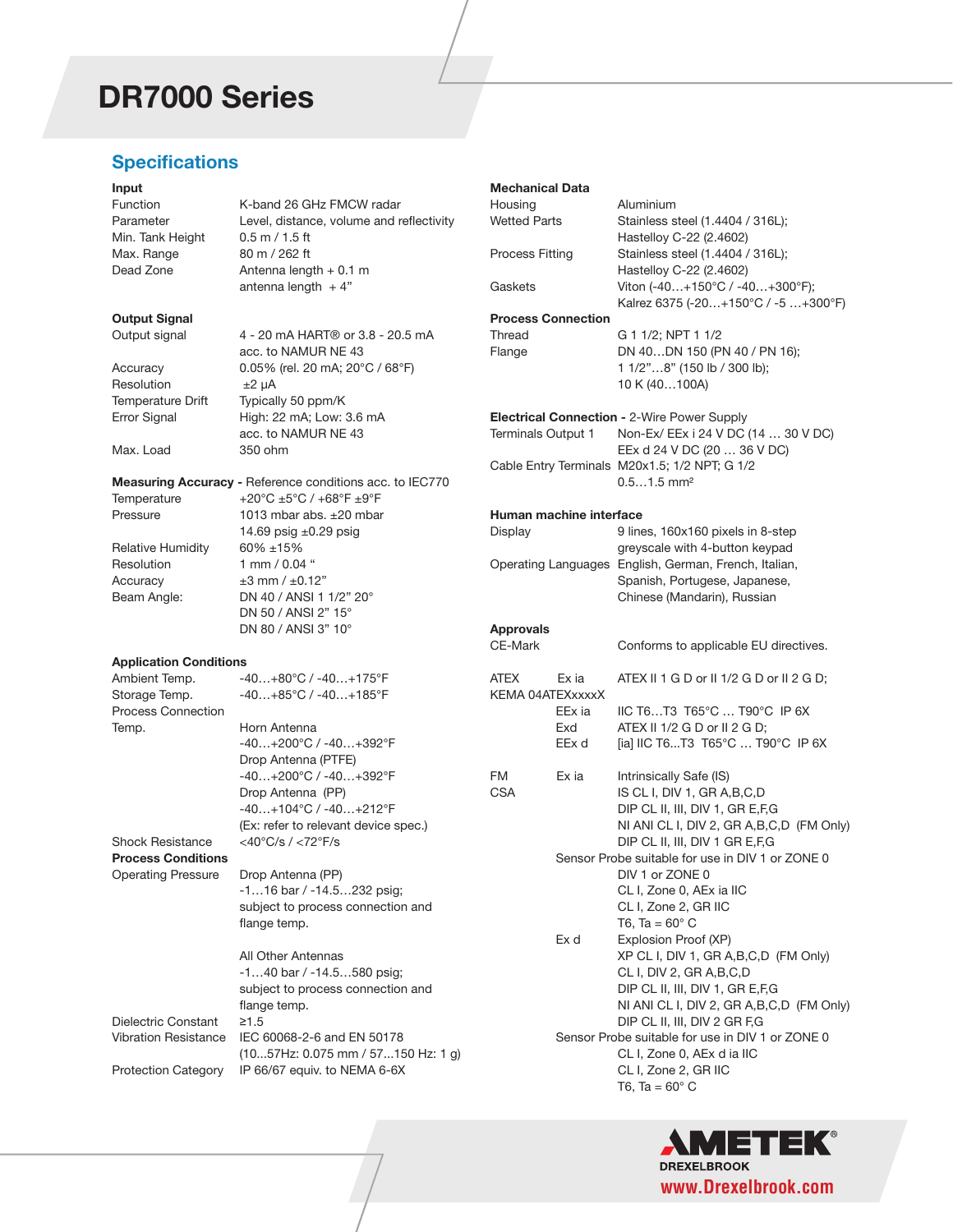# DR7000 Series

## Specifications

### Input

| | |
|---|---|
| Function | K-band 26 GHz FMCW radar |
| Parameter | Level, distance, volume and reflectivity |
| Min. Tank Height | 0.5 m / 1.5 ft |
| Max. Range | 80 m / 262 ft |
| Dead Zone | Antenna length + 0.1 m<br>antenna length + 4” |

### Output Signal

| | |
|---|---|
| Output signal | 4 - 20 mA HART® or 3.8 - 20.5 mA acc. to NAMUR NE 43 |
| Accuracy | 0.05% (rel. 20 mA; 20°C / 68°F) |
| Resolution | ±2 µA |
| Temperature Drift | Typically 50 ppm/K |
| Error Signal | High: 22 mA; Low: 3.6 mA acc. to NAMUR NE 43 |
| Max. Load | 350 ohm |

### Measuring Accuracy - Reference conditions acc. to IEC770

| | |
|---|---|
| Temperature | +20°C ±5°C / +68°F ±9°F |
| Pressure | 1013 mbar abs. ±20 mbar<br>14.69 psig ±0.29 psig |
| Relative Humidity | 60% ±15% |
| Resolution | 1 mm / 0.04 “ |
| Accuracy | ±3 mm / ±0.12” |
| Beam Angle: | DN 40 / ANSI 1 1/2” 20°<br>DN 50 / ANSI 2” 15°<br>DN 80 / ANSI 3” 10° |

### Application Conditions

| | |
|---|---|
| Ambient Temp. | -40…+80°C / -40…+175°F |
| Storage Temp. | -40…+85°C / -40…+185°F |
| Process Connection Temp. | Horn Antenna<br>-40…+200°C / -40…+392°F<br>Drop Antenna (PTFE)<br>-40…+200°C / -40…+392°F<br>Drop Antenna (PP)<br>-40…+104°C / -40…+212°F<br>(Ex: refer to relevant device spec.) |
| Shock Resistance | <40°C/s / <72°F/s |

### Process Conditions

| | |
|---|---|
| Operating Pressure | Drop Antenna (PP)<br>-1…16 bar / -14.5…232 psig;<br>subject to process connection and flange temp.<br><br>All Other Antennas<br>-1…40 bar / -14.5…580 psig;<br>subject to process connection and flange temp. |
| Dielectric Constant | ≥1.5 |
| Vibration Resistance | IEC 60068-2-6 and EN 50178<br>(10...57Hz: 0.075 mm / 57...150 Hz: 1 g) |
| Protection Category | IP 66/67 equiv. to NEMA 6-6X |

### Mechanical Data

| | |
|---|---|
| Housing | Aluminium |
| Wetted Parts | Stainless steel (1.4404 / 316L);<br>Hastelloy C-22 (2.4602) |
| Process Fitting | Stainless steel (1.4404 / 316L);<br>Hastelloy C-22 (2.4602) |
| Gaskets | Viton (-40…+150°C / -40…+300°F);<br>Kalrez 6375 (-20…+150°C / -5 …+300°F) |

### Process Connection

| | |
|---|---|
| Thread | G 1 1/2; NPT 1 1/2 |
| Flange | DN 40…DN 150 (PN 40 / PN 16);<br>1 1/2”…8” (150 lb / 300 lb);<br>10 K (40…100A) |

### Electrical Connection - 2-Wire Power Supply

| | |
|---|---|
| Terminals Output 1 | Non-Ex/ EEx i 24 V DC (14 … 30 V DC)<br>EEx d 24 V DC (20 … 36 V DC) |
| Cable Entry Terminals | M20x1.5; 1/2 NPT; G 1/2<br>0.5…1.5 mm² |

### Human machine interface

| | |
|---|---|
| Display | 9 lines, 160x160 pixels in 8-step greyscale with 4-button keypad |
| Operating Languages | English, German, French, Italian, Spanish, Portugese, Japanese, Chinese (Mandarin), Russian |

### Approvals

| | | |
|---|---|---|
| CE-Mark | | Conforms to applicable EU directives. |
| ATEX<br>KEMA 04ATEXxxxxX | Ex ia<br><br>EEx ia | ATEX II 1 G D or II 1/2 G D or II 2 G D;<br>IIC T6…T3 T65°C … T90°C IP 6X |
| | Exd<br>EEx d | ATEX II 1/2 G D or II 2 G D;<br>[ia] IIC T6...T3 T65°C … T90°C IP 6X |
| FM<br>CSA | Ex ia | Intrinsically Safe (IS)<br>IS CL I, DIV 1, GR A,B,C,D<br>DIP CL II, III, DIV 1, GR E,F,G<br>NI ANI CL I, DIV 2, GR A,B,C,D (FM Only)<br>DIP CL II, III, DIV 1 GR E,F,G |
| | Sensor Probe suitable for use in DIV 1 or ZONE 0 | DIV 1 or ZONE 0<br>CL I, Zone 0, AEx ia IIC<br>CL I, Zone 2, GR IIC<br>T6, Ta = 60° C |
| | Ex d | Explosion Proof (XP)<br>XP CL I, DIV 1, GR A,B,C,D (FM Only)<br>CL I, DIV 2, GR A,B,C,D<br>DIP CL II, III, DIV 1, GR E,F,G<br>NI ANI CL I, DIV 2, GR A,B,C,D (FM Only)<br>DIP CL II, III, DIV 2 GR F,G |
| | Sensor Probe suitable for use in DIV 1 or ZONE 0 | CL I, Zone 0, AEx d ia IIC<br>CL I, Zone 2, GR IIC<br>T6, Ta = 60° C |

AMETEK®
DREXELBROOK
www.Drexelbrook.com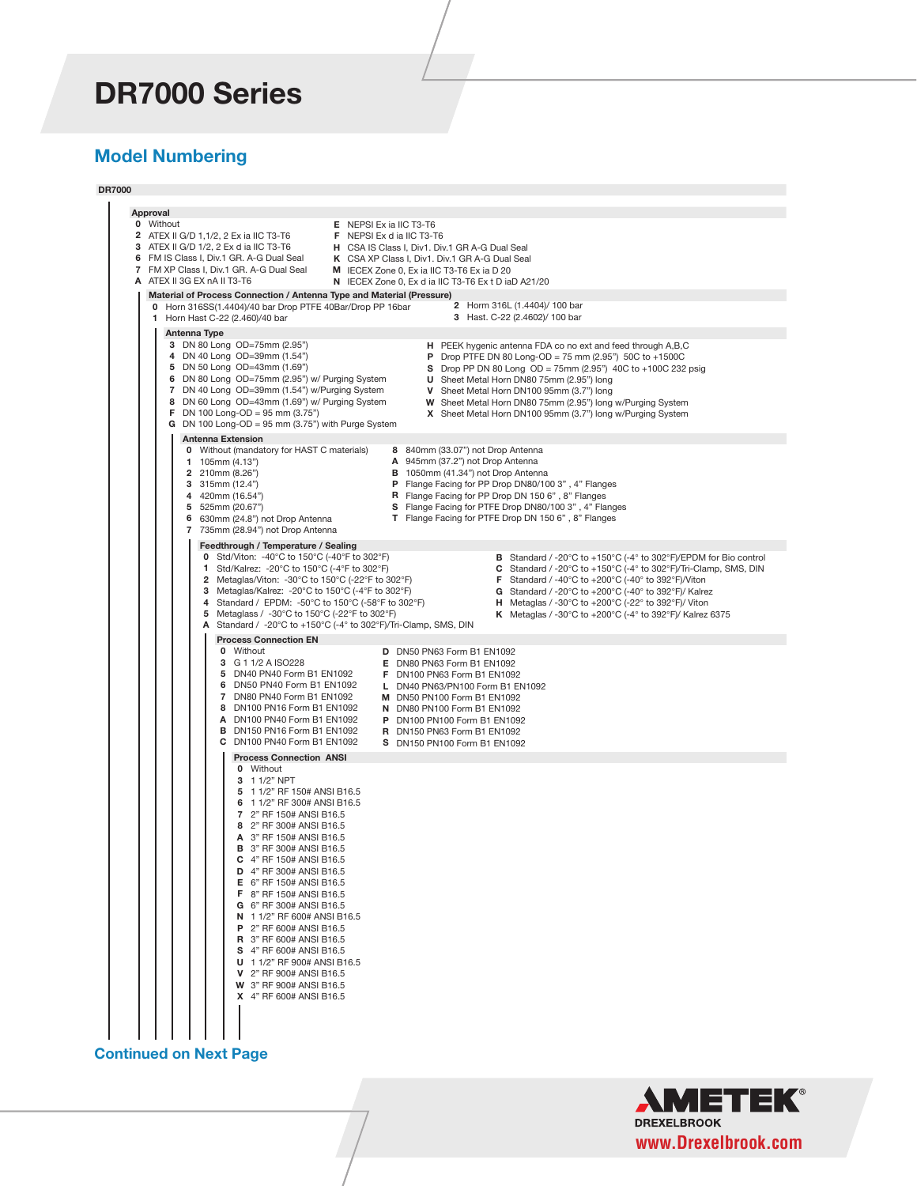# DR7000 Series

## Model Numbering

**DR7000**

### Approval

- **0** Without
- **2** ATEX II G/D 1,1/2, 2 Ex ia IIC T3-T6
- **3** ATEX II G/D 1/2, 2 Ex d ia IIC T3-T6
- **6** FM IS Class I, Div.1 GR. A-G Dual Seal
- **7** FM XP Class I, Div.1 GR. A-G Dual Seal
- **A** ATEX II 3G EX nA II T3-T6
- **E** NEPSI Ex ia IIC T3-T6
- **F** NEPSI Ex d ia IIC T3-T6
- **H** CSA IS Class I, Div1. Div.1 GR A-G Dual Seal
- **K** CSA XP Class I, Div1. Div.1 GR A-G Dual Seal
- **M** IECEX Zone 0, Ex ia IIC T3-T6 Ex ia D 20
- **N** IECEX Zone 0, Ex d ia IIC T3-T6 Ex t D iaD A21/20

### Material of Process Connection / Antenna Type and Material (Pressure)

- **0** Horn 316SS(1.4404)/40 bar Drop PTFE 40Bar/Drop PP 16bar
- **1** Horn Hast C-22 (2.460)/40 bar
- **2** Horm 316L (1.4404)/ 100 bar
- **3** Hast. C-22 (2.4602)/ 100 bar

### Antenna Type

- **3** DN 80 Long OD=75mm (2.95")
- **4** DN 40 Long OD=39mm (1.54")
- **5** DN 50 Long OD=43mm (1.69")
- **6** DN 80 Long OD=75mm (2.95") w/ Purging System
- **7** DN 40 Long OD=39mm (1.54") w/Purging System
- **8** DN 60 Long OD=43mm (1.69") w/ Purging System
- **F** DN 100 Long-OD = 95 mm (3.75")
- **G** DN 100 Long-OD = 95 mm (3.75") with Purge System
- **H** PEEK hygenic antenna FDA co no ext and feed through A,B,C
- **P** Drop PTFE DN 80 Long-OD = 75 mm (2.95") 50C to +1500C
- **S** Drop PP DN 80 Long OD = 75mm (2.95") 40C to +100C 232 psig
- **U** Sheet Metal Horn DN80 75mm (2.95") long
- **V** Sheet Metal Horn DN100 95mm (3.7") long
- **W** Sheet Metal Horn DN80 75mm (2.95") long w/Purging System
- **X** Sheet Metal Horn DN100 95mm (3.7") long w/Purging System

### Antenna Extension

- **0** Without (mandatory for HAST C materials)
- **1** 105mm (4.13")
- **2** 210mm (8.26")
- **3** 315mm (12.4")
- **4** 420mm (16.54")
- **5** 525mm (20.67")
- **6** 630mm (24.8") not Drop Antenna
- **7** 735mm (28.94") not Drop Antenna
- **8** 840mm (33.07") not Drop Antenna
- **A** 945mm (37.2") not Drop Antenna
- **B** 1050mm (41.34") not Drop Antenna
- **P** Flange Facing for PP Drop DN80/100 3" , 4" Flanges
- **R** Flange Facing for PP Drop DN 150 6" , 8" Flanges
- **S** Flange Facing for PTFE Drop DN80/100 3" , 4" Flanges
- **T** Flange Facing for PTFE Drop DN 150 6" , 8" Flanges

### Feedthrough / Temperature / Sealing

- **0** Std/Viton: -40°C to 150°C (-40°F to 302°F)
- **1** Std/Kalrez: -20°C to 150°C (-4°F to 302°F)
- **2** Metaglas/Viton: -30°C to 150°C (-22°F to 302°F)
- **3** Metaglas/Kalrez: -20°C to 150°C (-4°F to 302°F)
- **4** Standard / EPDM: -50°C to 150°C (-58°F to 302°F)
- **5** Metaglass / -30°C to 150°C (-22°F to 302°F)
- **A** Standard / -20°C to +150°C (-4° to 302°F)/Tri-Clamp, SMS, DIN
- **B** Standard / -20°C to +150°C (-4° to 302°F)/EPDM for Bio control
- **C** Standard / -20°C to +150°C (-4° to 302°F)/Tri-Clamp, SMS, DIN
- **F** Standard / -40°C to +200°C (-40° to 392°F)/Viton
- **G** Standard / -20°C to +200°C (-40° to 392°F)/ Kalrez
- **H** Metaglas / -30°C to +200°C (-22° to 392°F)/ Viton
- **K** Metaglas / -30°C to +200°C (-4° to 392°F)/ Kalrez 6375

### Process Connection EN

- **0** Without
- **3** G 1 1/2 A ISO228
- **5** DN40 PN40 Form B1 EN1092
- **6** DN50 PN40 Form B1 EN1092
- **7** DN80 PN40 Form B1 EN1092
- **8** DN100 PN16 Form B1 EN1092
- **A** DN100 PN40 Form B1 EN1092
- **B** DN150 PN16 Form B1 EN1092
- **C** DN100 PN40 Form B1 EN1092
- **D** DN50 PN63 Form B1 EN1092
- **E** DN80 PN63 Form B1 EN1092
- **F** DN100 PN63 Form B1 EN1092
- **L** DN40 PN63/PN100 Form B1 EN1092
- **M** DN50 PN100 Form B1 EN1092
- **N** DN80 PN100 Form B1 EN1092
- **P** DN100 PN100 Form B1 EN1092
- **R** DN150 PN63 Form B1 EN1092
- **S** DN150 PN100 Form B1 EN1092

### Process Connection ANSI

- **0** Without
- **3** 1 1/2" NPT
- **5** 1 1/2" RF 150# ANSI B16.5
- **6** 1 1/2" RF 300# ANSI B16.5
- **7** 2" RF 150# ANSI B16.5
- **8** 2" RF 300# ANSI B16.5
- **A** 3" RF 150# ANSI B16.5
- **B** 3" RF 300# ANSI B16.5
- **C** 4" RF 150# ANSI B16.5
- **D** 4" RF 300# ANSI B16.5
- **E** 6" RF 150# ANSI B16.5
- **F** 8" RF 150# ANSI B16.5
- **G** 6" RF 300# ANSI B16.5
- **N** 1 1/2" RF 600# ANSI B16.5
- **P** 2" RF 600# ANSI B16.5
- **R** 3" RF 600# ANSI B16.5
- **S** 4" RF 600# ANSI B16.5
- **U** 1 1/2" RF 900# ANSI B16.5
- **V** 2" RF 900# ANSI B16.5
- **W** 3" RF 900# ANSI B16.5
- **X** 4" RF 600# ANSI B16.5

**Continued on Next Page**

AMETEK DREXELBROOK
www.Drexelbrook.com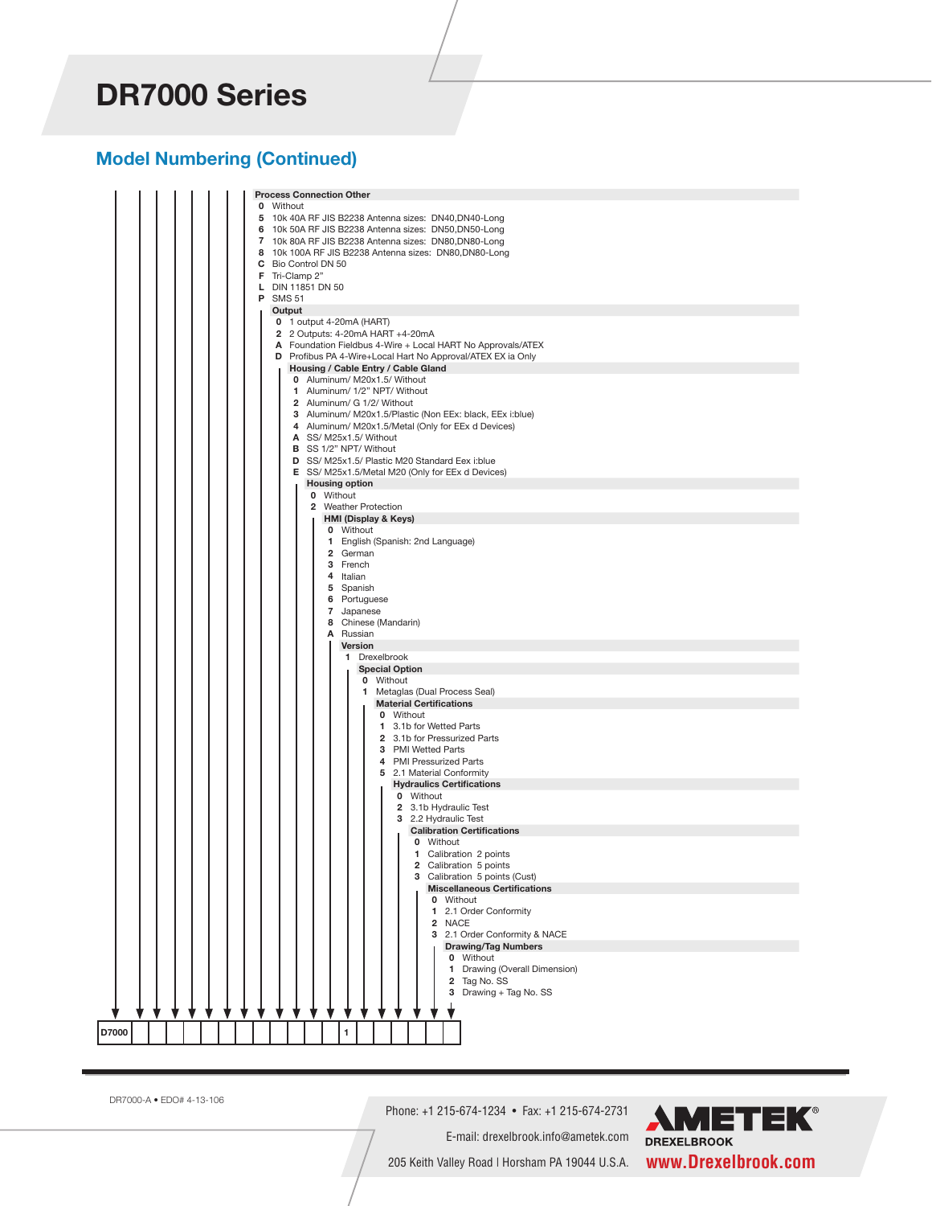# DR7000 Series

## Model Numbering (Continued)

**Process Connection Other**

- **0** Without
- **5** 10k 40A RF JIS B2238 Antenna sizes: DN40,DN40-Long
- **6** 10k 50A RF JIS B2238 Antenna sizes: DN50,DN50-Long
- **7** 10k 80A RF JIS B2238 Antenna sizes: DN80,DN80-Long
- **8** 10k 100A RF JIS B2238 Antenna sizes: DN80,DN80-Long
- **C** Bio Control DN 50
- **F** Tri-Clamp 2"
- **L** DIN 11851 DN 50
- **P** SMS 51

**Output**

- **0** 1 output 4-20mA (HART)
- **2** 2 Outputs: 4-20mA HART +4-20mA
- **A** Foundation Fieldbus 4-Wire + Local HART No Approvals/ATEX
- **D** Profibus PA 4-Wire+Local Hart No Approval/ATEX EX ia Only

**Housing / Cable Entry / Cable Gland**

- **0** Aluminum/ M20x1.5/ Without
- **1** Aluminum/ 1/2" NPT/ Without
- **2** Aluminum/ G 1/2/ Without
- **3** Aluminum/ M20x1.5/Plastic (Non EEx: black, EEx i:blue)
- **4** Aluminum/ M20x1.5/Metal (Only for EEx d Devices)
- **A** SS/ M25x1.5/ Without
- **B** SS 1/2" NPT/ Without
- **D** SS/ M25x1.5/ Plastic M20 Standard Eex i:blue
- **E** SS/ M25x1.5/Metal M20 (Only for EEx d Devices)

**Housing option**

- **0** Without
- **2** Weather Protection

**HMI (Display & Keys)**

- **0** Without
- **1** English (Spanish: 2nd Language)
- **2** German
- **3** French
- **4** Italian
- **5** Spanish
- **6** Portuguese
- **7** Japanese
- **8** Chinese (Mandarin)
- **A** Russian

**Version**

- **1** Drexelbrook

**Special Option**

- **0** Without
- **1** Metaglas (Dual Process Seal)

**Material Certifications**

- **0** Without
- **1** 3.1b for Wetted Parts
- **2** 3.1b for Pressurized Parts
- **3** PMI Wetted Parts
- **4** PMI Pressurized Parts
- **5** 2.1 Material Conformity

**Hydraulics Certifications**

- **0** Without
- **2** 3.1b Hydraulic Test
- **3** 2.2 Hydraulic Test

**Calibration Certifications**

- **0** Without
- **1** Calibration 2 points
- **2** Calibration 5 points
- **3** Calibration 5 points (Cust)

**Miscellaneous Certifications**

- **0** Without
- **1** 2.1 Order Conformity
- **2** NACE
- **3** 2.1 Order Conformity & NACE

**Drawing/Tag Numbers**

- **0** Without
- **1** Drawing (Overall Dimension)
- **2** Tag No. SS
- **3** Drawing + Tag No. SS

| D7000 | | | | | | | | | | | | | 1 | | | | | | |
|---|---|---|---|---|---|---|---|---|---|---|---|---|---|---|---|---|---|---|---|

DR7000-A • EDO# 4-13-106

Phone: +1 215-674-1234 • Fax: +1 215-674-2731
E-mail: drexelbrook.info@ametek.com
205 Keith Valley Road | Horsham PA 19044 U.S.A.

AMETEK® DREXELBROOK
www.Drexelbrook.com